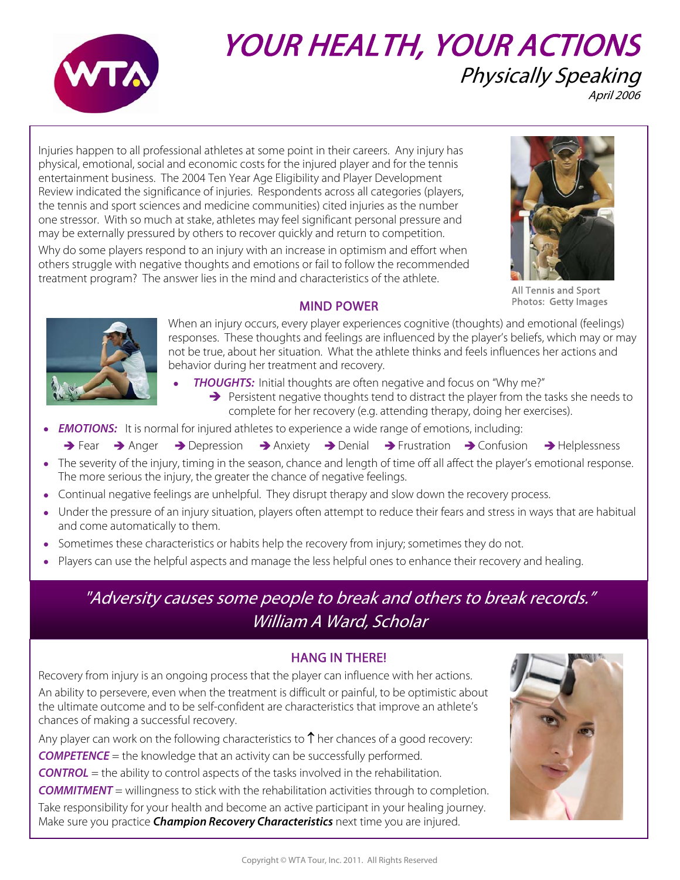# YOUR HEALTH, YOUR ACTIONS

## Physically Speaking

*April 2006*

Injuries happen to all professional athletes at some point in their careers. Any injury has physical, emotional, social and economic costs for the injured player and for the tennis entertainment business. The 2004 Ten Year Age Eligibility and Player Development Review indicated the significance of injuries. Respondents across all categories (players, the tennis and sport sciences and medicine communities) cited injuries as the number one stressor. With so much at stake, athletes may feel significant personal pressure and may be externally pressured by others to recover quickly and return to competition.

Why do some players respond to an injury with an increase in optimism and effort when others struggle with negative thoughts and emotions or fail to follow the recommended treatment program? The answer lies in the mind and characteristics of the athlete.

All Tennis and Sport Photos: Getty Images

### MIND POWER

When an injury occurs, every player experiences cognitive (thoughts) and emotional (feelings) responses. These thoughts and feelings are influenced by the player's beliefs, which may or may not be true, about her situation. What the athlete thinks and feels influences her actions and behavior during her treatment and recovery.

- ***THOUGHTS:*** Initial thoughts are often negative and focus on "Why me?"
  - ➔ Persistent negative thoughts tend to distract the player from the tasks she needs to complete for her recovery (e.g. attending therapy, doing her exercises).
- ***EMOTIONS:*** It is normal for injured athletes to experience a wide range of emotions, including:
  - ➔ Fear ➔ Anger ➔ Depression ➔ Anxiety ➔ Denial ➔ Frustration ➔ Confusion ➔ Helplessness
- The severity of the injury, timing in the season, chance and length of time off all affect the player's emotional response. The more serious the injury, the greater the chance of negative feelings.
- Continual negative feelings are unhelpful. They disrupt therapy and slow down the recovery process.
- Under the pressure of an injury situation, players often attempt to reduce their fears and stress in ways that are habitual and come automatically to them.
- Sometimes these characteristics or habits help the recovery from injury; sometimes they do not.
- Players can use the helpful aspects and manage the less helpful ones to enhance their recovery and healing.

*"Adversity causes some people to break and others to break records."*
*William A Ward, Scholar*

### HANG IN THERE!

Recovery from injury is an ongoing process that the player can influence with her actions.

An ability to persevere, even when the treatment is difficult or painful, to be optimistic about the ultimate outcome and to be self-confident are characteristics that improve an athlete's chances of making a successful recovery.

Any player can work on the following characteristics to ↑ her chances of a good recovery:

***COMPETENCE*** = the knowledge that an activity can be successfully performed.

***CONTROL*** = the ability to control aspects of the tasks involved in the rehabilitation.

***COMMITMENT*** = willingness to stick with the rehabilitation activities through to completion.

Take responsibility for your health and become an active participant in your healing journey. Make sure you practice ***Champion Recovery Characteristics*** next time you are injured.

Copyright © WTA Tour, Inc. 2011. All Rights Reserved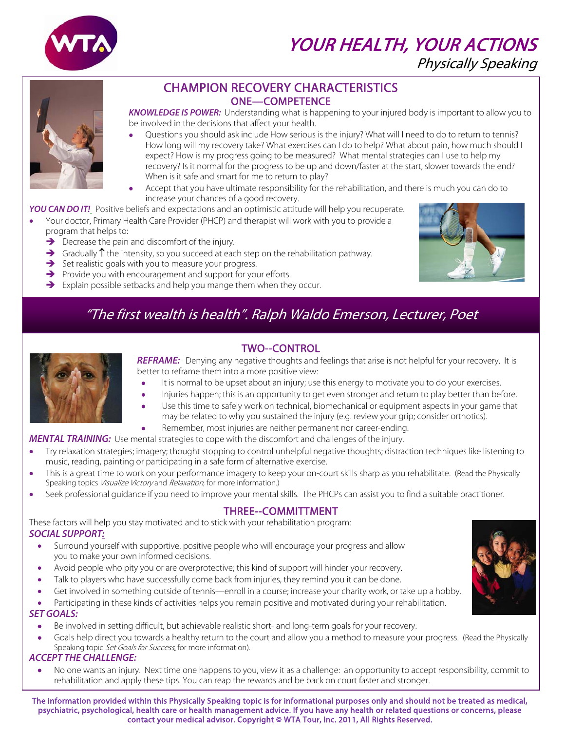# YOUR HEALTH, YOUR ACTIONS

*Physically Speaking*

## CHAMPION RECOVERY CHARACTERISTICS

### ONE—COMPETENCE

***KNOWLEDGE IS POWER:*** Understanding what is happening to your injured body is important to allow you to be involved in the decisions that affect your health.

- Questions you should ask include How serious is the injury? What will I need to do to return to tennis? How long will my recovery take? What exercises can I do to help? What about pain, how much should I expect? How is my progress going to be measured? What mental strategies can I use to help my recovery? Is it normal for the progress to be up and down/faster at the start, slower towards the end? When is it safe and smart for me to return to play?
- Accept that you have ultimate responsibility for the rehabilitation, and there is much you can do to increase your chances of a good recovery.

***YOU CAN DO IT!*** Positive beliefs and expectations and an optimistic attitude will help you recuperate.

- Your doctor, Primary Health Care Provider (PHCP) and therapist will work with you to provide a program that helps to:
  - ➔ Decrease the pain and discomfort of the injury.
  - ➔ Gradually ↑ the intensity, so you succeed at each step on the rehabilitation pathway.
  - ➔ Set realistic goals with you to measure your progress.
  - ➔ Provide you with encouragement and support for your efforts.
  - ➔ Explain possible setbacks and help you mange them when they occur.

*"The first wealth is health". Ralph Waldo Emerson, Lecturer, Poet*

### TWO--CONTROL

***REFRAME:*** Denying any negative thoughts and feelings that arise is not helpful for your recovery. It is better to reframe them into a more positive view:

- It is normal to be upset about an injury; use this energy to motivate you to do your exercises.
- Injuries happen; this is an opportunity to get even stronger and return to play better than before.
- Use this time to safely work on technical, biomechanical or equipment aspects in your game that may be related to why you sustained the injury (e.g. review your grip; consider orthotics).
- Remember, most injuries are neither permanent nor career-ending.

***MENTAL TRAINING:*** Use mental strategies to cope with the discomfort and challenges of the injury.

- Try relaxation strategies; imagery; thought stopping to control unhelpful negative thoughts; distraction techniques like listening to music, reading, painting or participating in a safe form of alternative exercise.
- This is a great time to work on your performance imagery to keep your on-court skills sharp as you rehabilitate. (Read the Physically Speaking topics *Visualize Victory* and *Relaxation*, for more information.)
- Seek professional guidance if you need to improve your mental skills. The PHCPs can assist you to find a suitable practitioner.

### THREE--COMMITTMENT

These factors will help you stay motivated and to stick with your rehabilitation program:

***SOCIAL SUPPORT:***

- Surround yourself with supportive, positive people who will encourage your progress and allow you to make your own informed decisions.
- Avoid people who pity you or are overprotective; this kind of support will hinder your recovery.
- Talk to players who have successfully come back from injuries, they remind you it can be done.
- Get involved in something outside of tennis—enroll in a course; increase your charity work, or take up a hobby.
- Participating in these kinds of activities helps you remain positive and motivated during your rehabilitation.

***SET GOALS:***

- Be involved in setting difficult, but achievable realistic short- and long-term goals for your recovery.
- Goals help direct you towards a healthy return to the court and allow you a method to measure your progress. (Read the Physically Speaking topic *Set Goals for Success*, for more information).

***ACCEPT THE CHALLENGE:***

- No one wants an injury. Next time one happens to you, view it as a challenge: an opportunity to accept responsibility, commit to rehabilitation and apply these tips. You can reap the rewards and be back on court faster and stronger.

**The information provided within this Physically Speaking topic is for informational purposes only and should not be treated as medical, psychiatric, psychological, health care or health management advice. If you have any health or related questions or concerns, please contact your medical advisor. Copyright © WTA Tour, Inc. 2011, All Rights Reserved.**